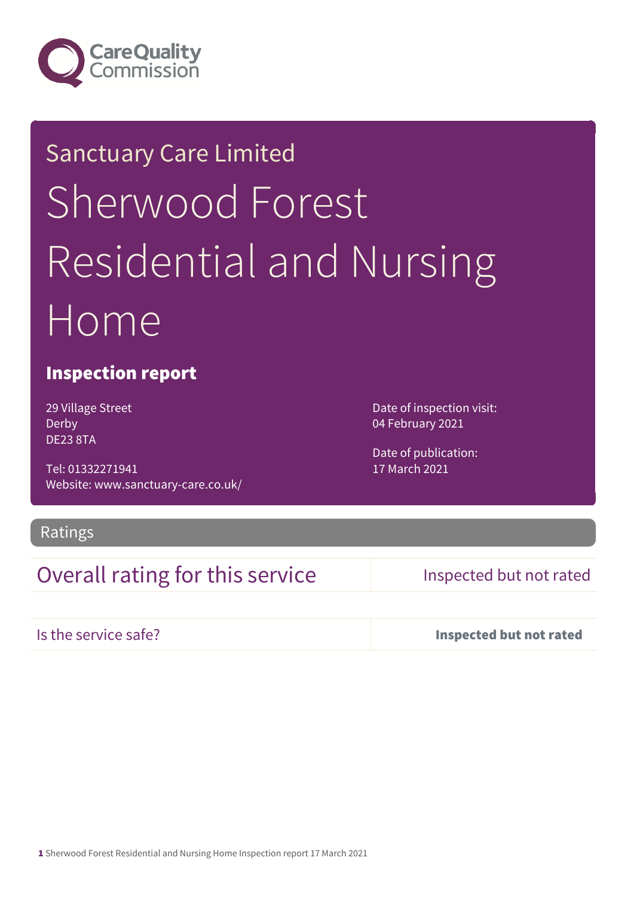Care Quality Commission

Sanctuary Care Limited

# Sherwood Forest Residential and Nursing Home

## Inspection report

29 Village Street
Derby
DE23 8TA

Tel: 01332271941
Website: www.sanctuary-care.co.uk/

Date of inspection visit:
04 February 2021

Date of publication:
17 March 2021

## Ratings

| Overall rating for this service | Inspected but not rated |
|---|---|
| Is the service safe? | **Inspected but not rated** |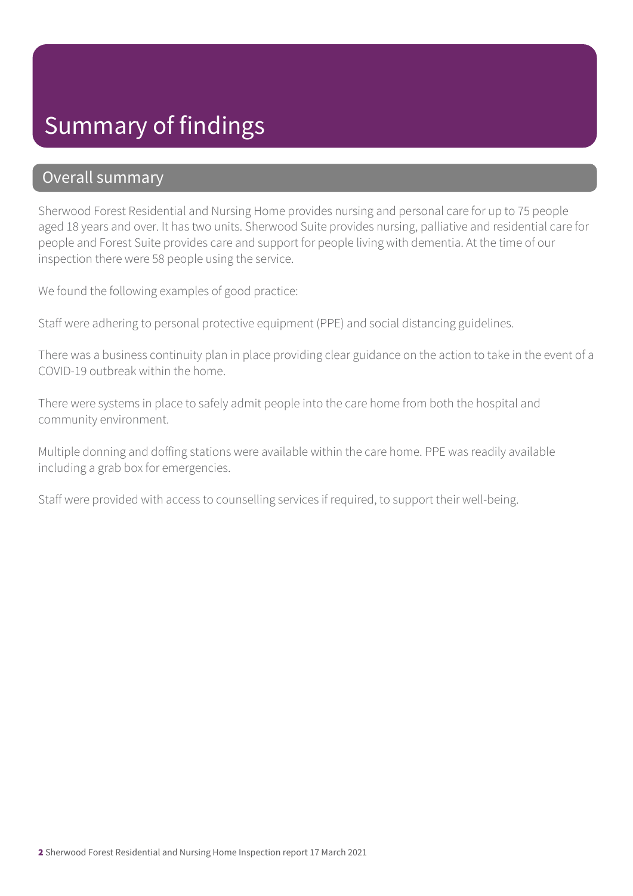# Summary of findings

## Overall summary

Sherwood Forest Residential and Nursing Home provides nursing and personal care for up to 75 people aged 18 years and over. It has two units. Sherwood Suite provides nursing, palliative and residential care for people and Forest Suite provides care and support for people living with dementia. At the time of our inspection there were 58 people using the service.

We found the following examples of good practice:

Staff were adhering to personal protective equipment (PPE) and social distancing guidelines.

There was a business continuity plan in place providing clear guidance on the action to take in the event of a COVID-19 outbreak within the home.

There were systems in place to safely admit people into the care home from both the hospital and community environment.

Multiple donning and doffing stations were available within the care home. PPE was readily available including a grab box for emergencies.

Staff were provided with access to counselling services if required, to support their well-being.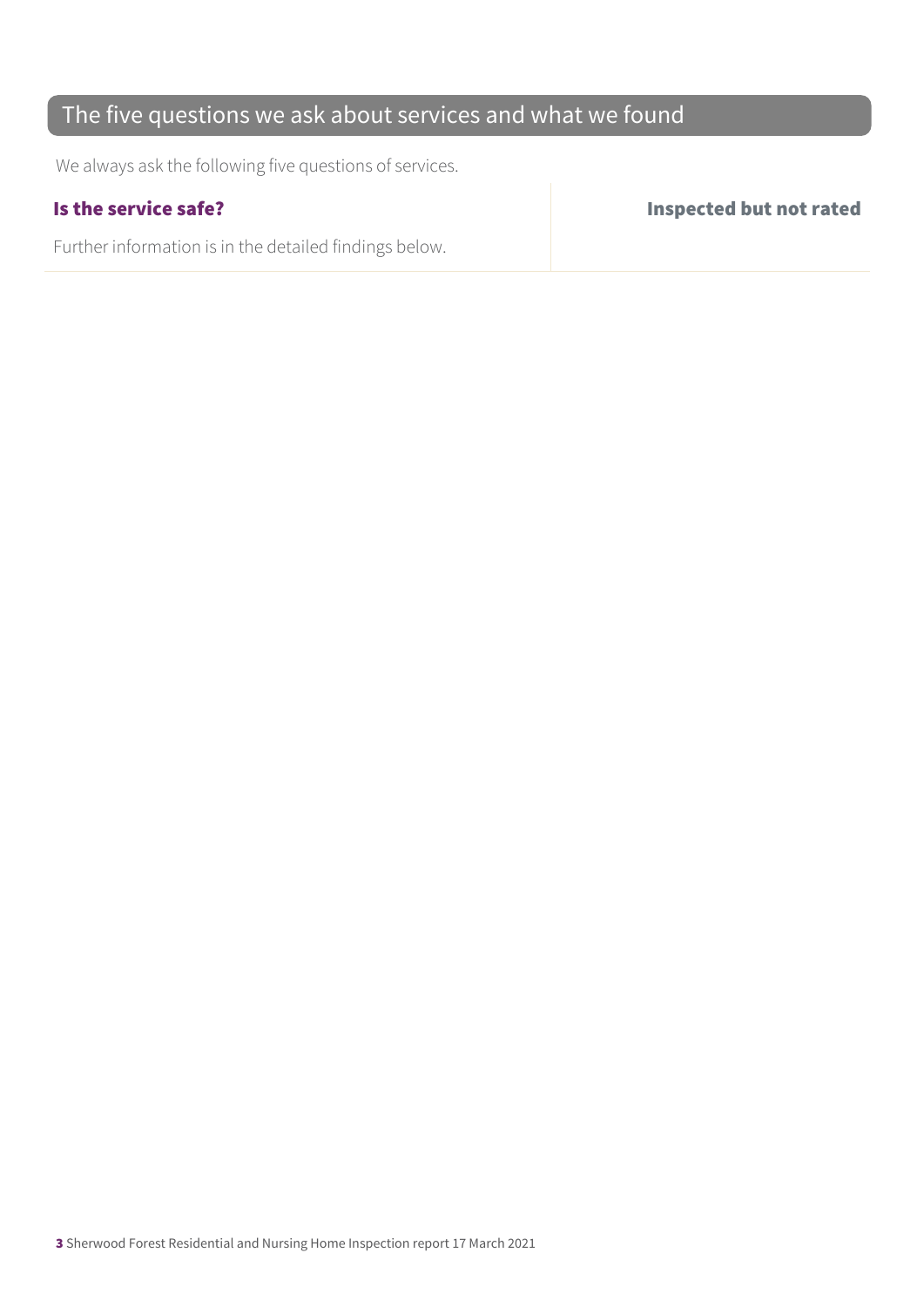## The five questions we ask about services and what we found

We always ask the following five questions of services.

| **Is the service safe?** | **Inspected but not rated** |
| --- | --- |
| Further information is in the detailed findings below. | |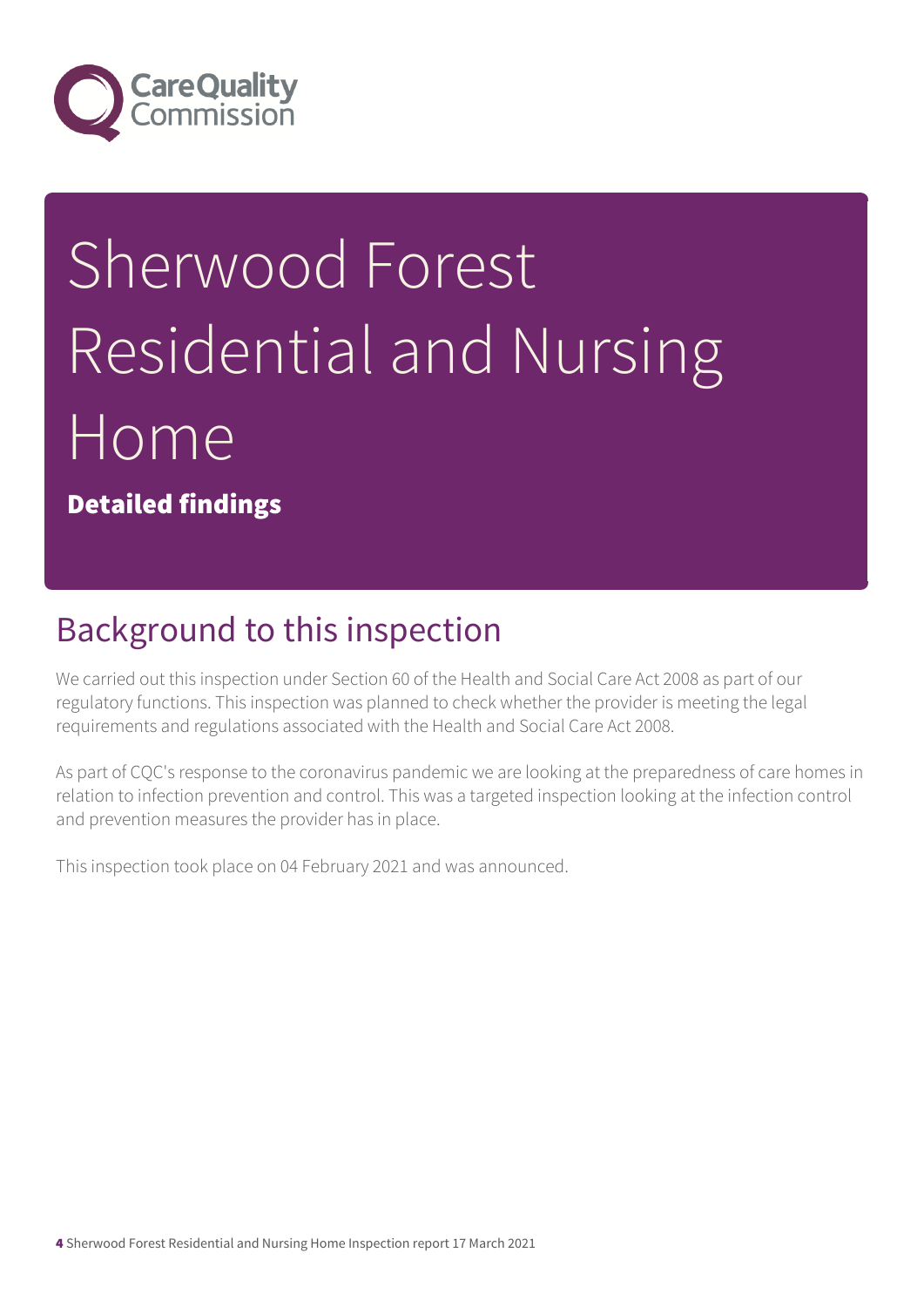# Sherwood Forest Residential and Nursing Home

**Detailed findings**

## Background to this inspection

We carried out this inspection under Section 60 of the Health and Social Care Act 2008 as part of our regulatory functions. This inspection was planned to check whether the provider is meeting the legal requirements and regulations associated with the Health and Social Care Act 2008.

As part of CQC's response to the coronavirus pandemic we are looking at the preparedness of care homes in relation to infection prevention and control. This was a targeted inspection looking at the infection control and prevention measures the provider has in place.

This inspection took place on 04 February 2021 and was announced.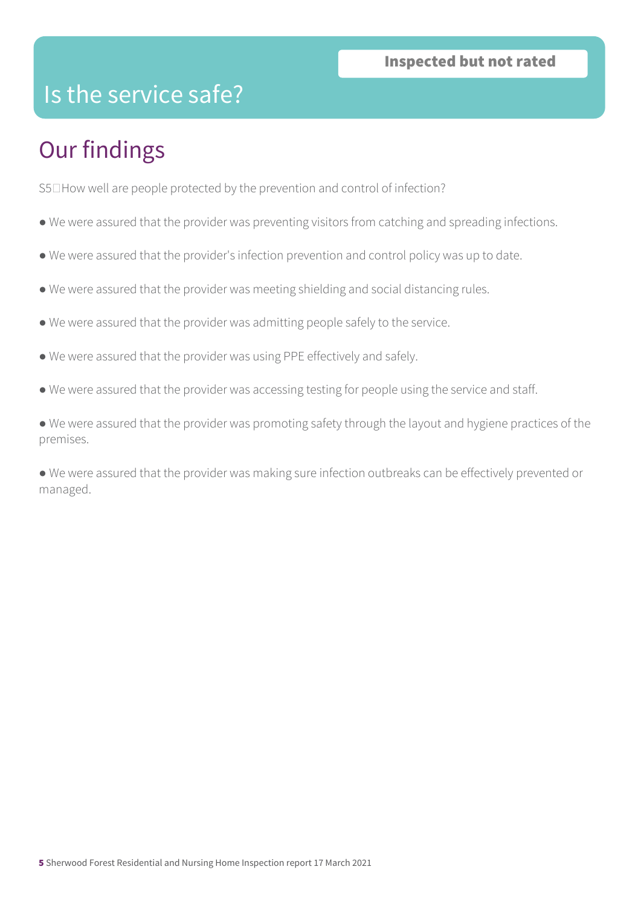# Is the service safe?

**Inspected but not rated**

## Our findings

S5 How well are people protected by the prevention and control of infection?

- We were assured that the provider was preventing visitors from catching and spreading infections.
- We were assured that the provider's infection prevention and control policy was up to date.
- We were assured that the provider was meeting shielding and social distancing rules.
- We were assured that the provider was admitting people safely to the service.
- We were assured that the provider was using PPE effectively and safely.
- We were assured that the provider was accessing testing for people using the service and staff.
- We were assured that the provider was promoting safety through the layout and hygiene practices of the premises.
- We were assured that the provider was making sure infection outbreaks can be effectively prevented or managed.